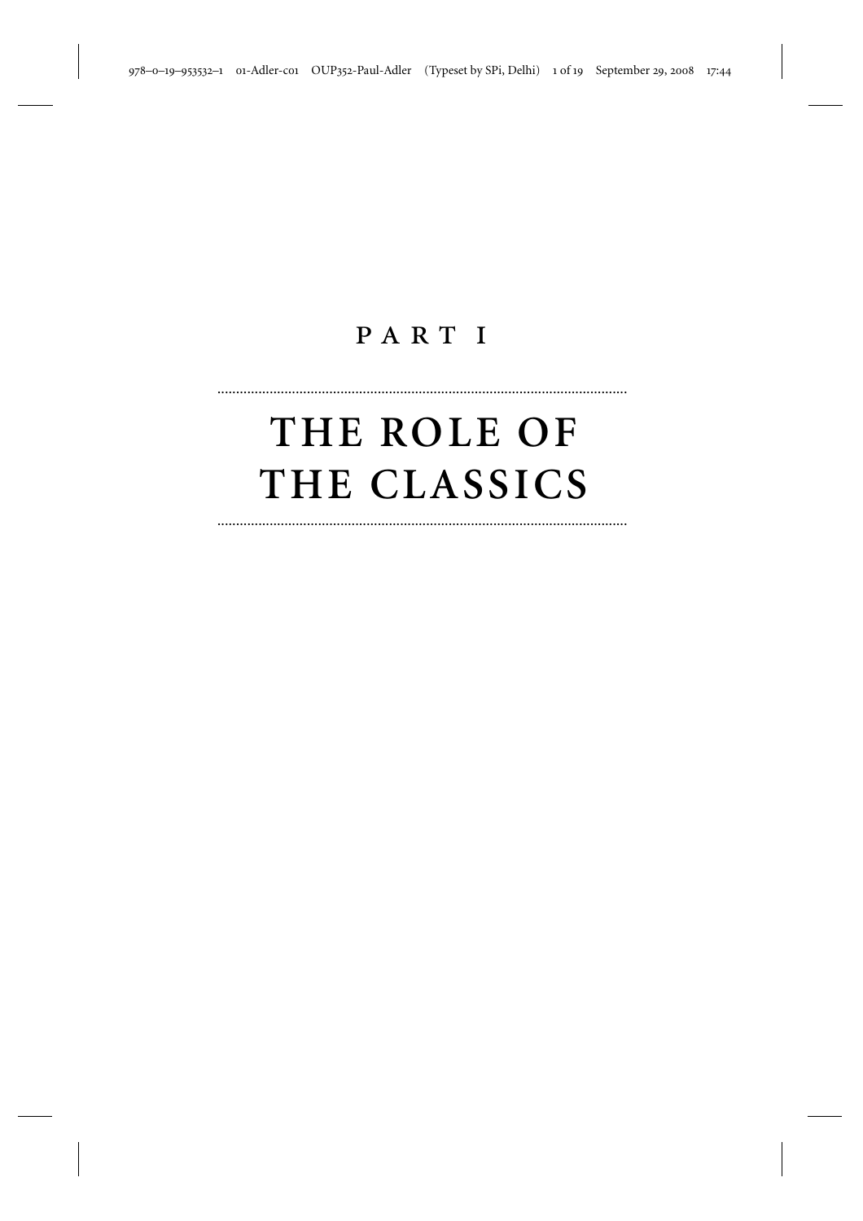# PART I

# THE ROLE OF THE CLASSICS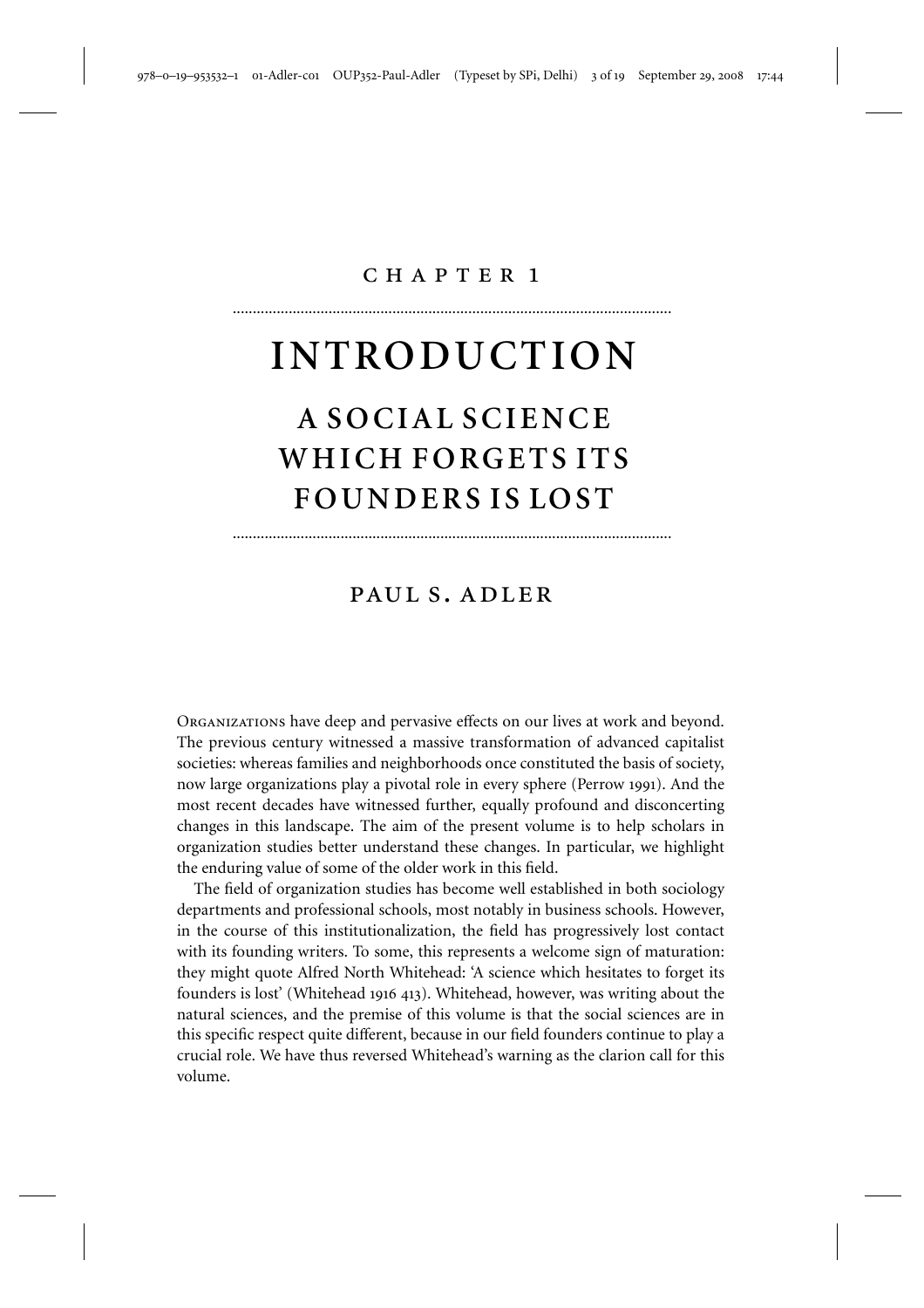CHAPTER 1

# INTRODUCTION

## A SOCIAL SCIENCE WHICH FORGETS ITS FOUNDERS IS LOST

PAUL S. ADLER

Organizations have deep and pervasive effects on our lives at work and beyond. The previous century witnessed a massive transformation of advanced capitalist societies: whereas families and neighborhoods once constituted the basis of society, now large organizations play a pivotal role in every sphere (Perrow 1991). And the most recent decades have witnessed further, equally profound and disconcerting changes in this landscape. The aim of the present volume is to help scholars in organization studies better understand these changes. In particular, we highlight the enduring value of some of the older work in this field.

The field of organization studies has become well established in both sociology departments and professional schools, most notably in business schools. However, in the course of this institutionalization, the field has progressively lost contact with its founding writers. To some, this represents a welcome sign of maturation: they might quote Alfred North Whitehead: 'A science which hesitates to forget its founders is lost' (Whitehead 1916 413). Whitehead, however, was writing about the natural sciences, and the premise of this volume is that the social sciences are in this specific respect quite different, because in our field founders continue to play a crucial role. We have thus reversed Whitehead's warning as the clarion call for this volume.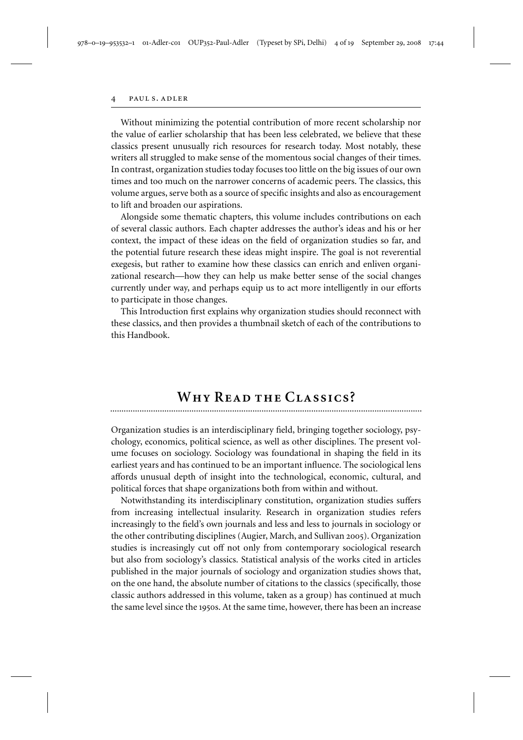Without minimizing the potential contribution of more recent scholarship nor the value of earlier scholarship that has been less celebrated, we believe that these classics present unusually rich resources for research today. Most notably, these writers all struggled to make sense of the momentous social changes of their times. In contrast, organization studies today focuses too little on the big issues of our own times and too much on the narrower concerns of academic peers. The classics, this volume argues, serve both as a source of specific insights and also as encouragement to lift and broaden our aspirations.

Alongside some thematic chapters, this volume includes contributions on each of several classic authors. Each chapter addresses the author's ideas and his or her context, the impact of these ideas on the field of organization studies so far, and the potential future research these ideas might inspire. The goal is not reverential exegesis, but rather to examine how these classics can enrich and enliven organizational research—how they can help us make better sense of the social changes currently under way, and perhaps equip us to act more intelligently in our efforts to participate in those changes.

This Introduction first explains why organization studies should reconnect with these classics, and then provides a thumbnail sketch of each of the contributions to this Handbook.

## Why Read the Classics?

Organization studies is an interdisciplinary field, bringing together sociology, psychology, economics, political science, as well as other disciplines. The present volume focuses on sociology. Sociology was foundational in shaping the field in its earliest years and has continued to be an important influence. The sociological lens affords unusual depth of insight into the technological, economic, cultural, and political forces that shape organizations both from within and without.

Notwithstanding its interdisciplinary constitution, organization studies suffers from increasing intellectual insularity. Research in organization studies refers increasingly to the field's own journals and less and less to journals in sociology or the other contributing disciplines (Augier, March, and Sullivan 2005). Organization studies is increasingly cut off not only from contemporary sociological research but also from sociology's classics. Statistical analysis of the works cited in articles published in the major journals of sociology and organization studies shows that, on the one hand, the absolute number of citations to the classics (specifically, those classic authors addressed in this volume, taken as a group) has continued at much the same level since the 1950s. At the same time, however, there has been an increase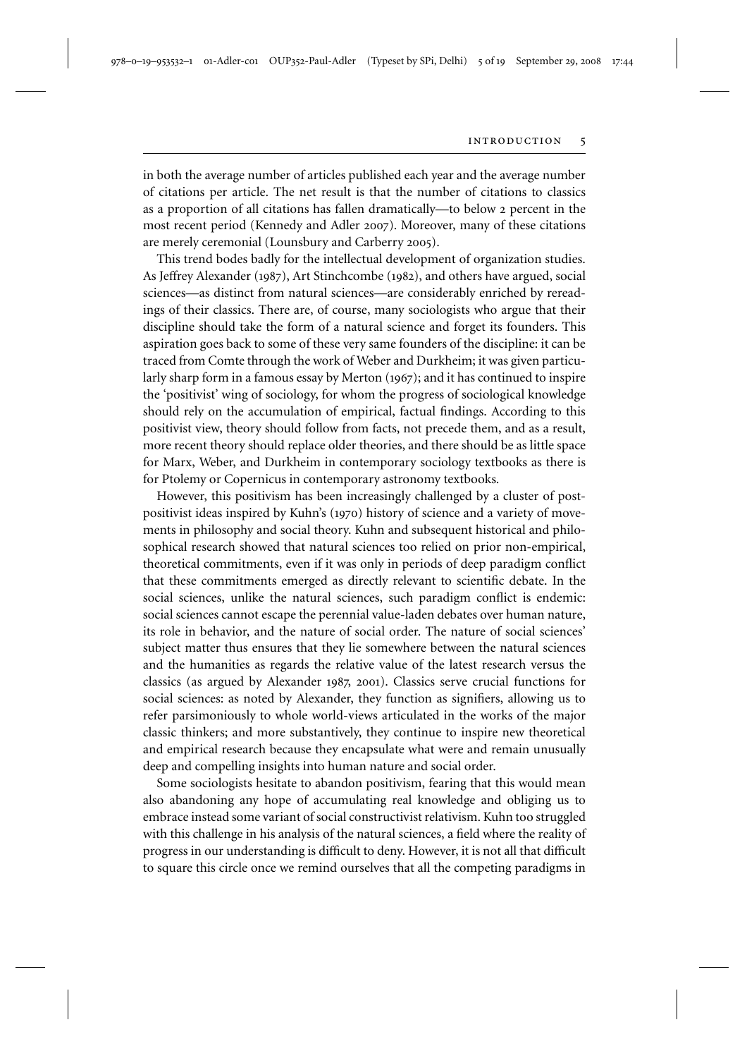in both the average number of articles published each year and the average number of citations per article. The net result is that the number of citations to classics as a proportion of all citations has fallen dramatically—to below 2 percent in the most recent period (Kennedy and Adler 2007). Moreover, many of these citations are merely ceremonial (Lounsbury and Carberry 2005).

This trend bodes badly for the intellectual development of organization studies. As Jeffrey Alexander (1987), Art Stinchcombe (1982), and others have argued, social sciences—as distinct from natural sciences—are considerably enriched by rereadings of their classics. There are, of course, many sociologists who argue that their discipline should take the form of a natural science and forget its founders. This aspiration goes back to some of these very same founders of the discipline: it can be traced from Comte through the work of Weber and Durkheim; it was given particularly sharp form in a famous essay by Merton (1967); and it has continued to inspire the 'positivist' wing of sociology, for whom the progress of sociological knowledge should rely on the accumulation of empirical, factual findings. According to this positivist view, theory should follow from facts, not precede them, and as a result, more recent theory should replace older theories, and there should be as little space for Marx, Weber, and Durkheim in contemporary sociology textbooks as there is for Ptolemy or Copernicus in contemporary astronomy textbooks.

However, this positivism has been increasingly challenged by a cluster of post-positivist ideas inspired by Kuhn's (1970) history of science and a variety of movements in philosophy and social theory. Kuhn and subsequent historical and philosophical research showed that natural sciences too relied on prior non-empirical, theoretical commitments, even if it was only in periods of deep paradigm conflict that these commitments emerged as directly relevant to scientific debate. In the social sciences, unlike the natural sciences, such paradigm conflict is endemic: social sciences cannot escape the perennial value-laden debates over human nature, its role in behavior, and the nature of social order. The nature of social sciences' subject matter thus ensures that they lie somewhere between the natural sciences and the humanities as regards the relative value of the latest research versus the classics (as argued by Alexander 1987, 2001). Classics serve crucial functions for social sciences: as noted by Alexander, they function as signifiers, allowing us to refer parsimoniously to whole world-views articulated in the works of the major classic thinkers; and more substantively, they continue to inspire new theoretical and empirical research because they encapsulate what were and remain unusually deep and compelling insights into human nature and social order.

Some sociologists hesitate to abandon positivism, fearing that this would mean also abandoning any hope of accumulating real knowledge and obliging us to embrace instead some variant of social constructivist relativism. Kuhn too struggled with this challenge in his analysis of the natural sciences, a field where the reality of progress in our understanding is difficult to deny. However, it is not all that difficult to square this circle once we remind ourselves that all the competing paradigms in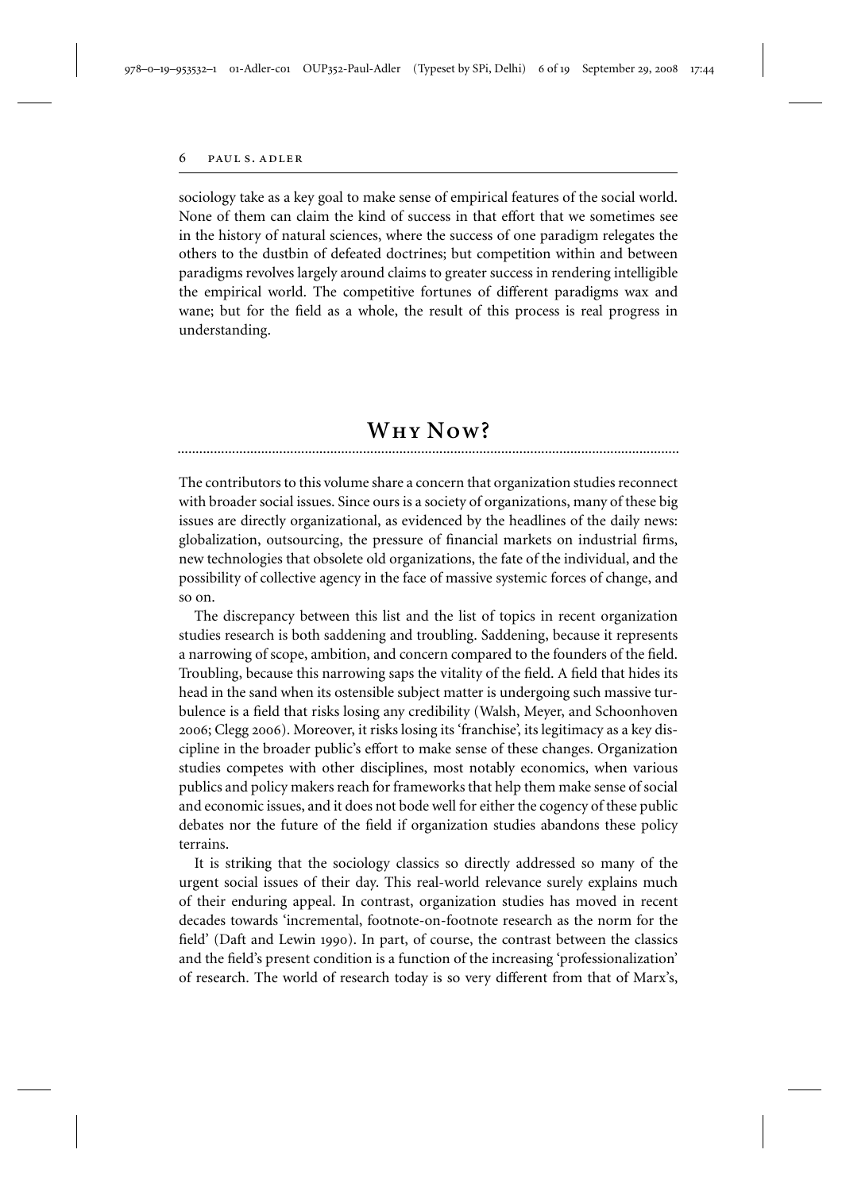sociology take as a key goal to make sense of empirical features of the social world. None of them can claim the kind of success in that effort that we sometimes see in the history of natural sciences, where the success of one paradigm relegates the others to the dustbin of defeated doctrines; but competition within and between paradigms revolves largely around claims to greater success in rendering intelligible the empirical world. The competitive fortunes of different paradigms wax and wane; but for the field as a whole, the result of this process is real progress in understanding.

## Why Now?

The contributors to this volume share a concern that organization studies reconnect with broader social issues. Since ours is a society of organizations, many of these big issues are directly organizational, as evidenced by the headlines of the daily news: globalization, outsourcing, the pressure of financial markets on industrial firms, new technologies that obsolete old organizations, the fate of the individual, and the possibility of collective agency in the face of massive systemic forces of change, and so on.

The discrepancy between this list and the list of topics in recent organization studies research is both saddening and troubling. Saddening, because it represents a narrowing of scope, ambition, and concern compared to the founders of the field. Troubling, because this narrowing saps the vitality of the field. A field that hides its head in the sand when its ostensible subject matter is undergoing such massive turbulence is a field that risks losing any credibility (Walsh, Meyer, and Schoonhoven 2006; Clegg 2006). Moreover, it risks losing its 'franchise', its legitimacy as a key discipline in the broader public's effort to make sense of these changes. Organization studies competes with other disciplines, most notably economics, when various publics and policy makers reach for frameworks that help them make sense of social and economic issues, and it does not bode well for either the cogency of these public debates nor the future of the field if organization studies abandons these policy terrains.

It is striking that the sociology classics so directly addressed so many of the urgent social issues of their day. This real-world relevance surely explains much of their enduring appeal. In contrast, organization studies has moved in recent decades towards 'incremental, footnote-on-footnote research as the norm for the field' (Daft and Lewin 1990). In part, of course, the contrast between the classics and the field's present condition is a function of the increasing 'professionalization' of research. The world of research today is so very different from that of Marx's,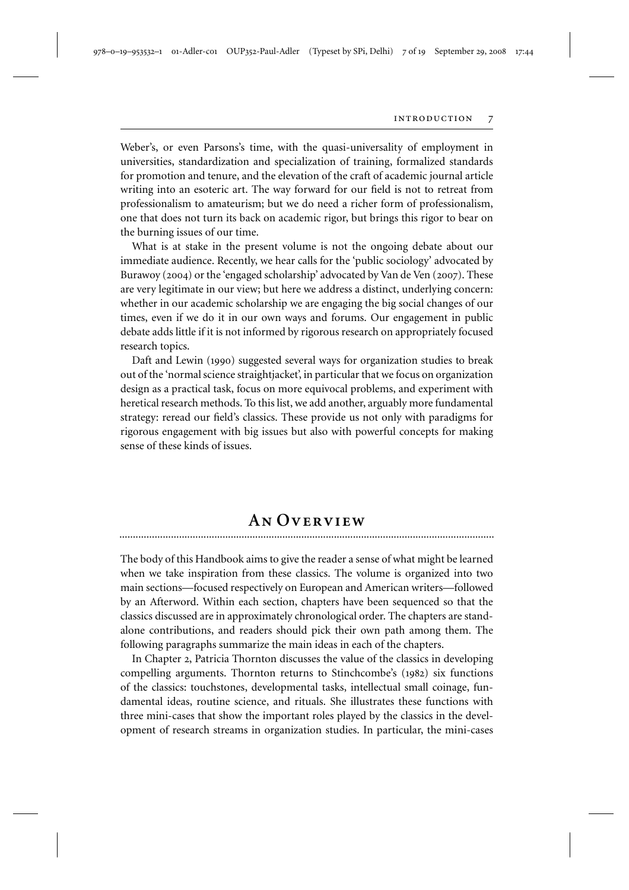Weber's, or even Parsons's time, with the quasi-universality of employment in universities, standardization and specialization of training, formalized standards for promotion and tenure, and the elevation of the craft of academic journal article writing into an esoteric art. The way forward for our field is not to retreat from professionalism to amateurism; but we do need a richer form of professionalism, one that does not turn its back on academic rigor, but brings this rigor to bear on the burning issues of our time.

What is at stake in the present volume is not the ongoing debate about our immediate audience. Recently, we hear calls for the 'public sociology' advocated by Burawoy (2004) or the 'engaged scholarship' advocated by Van de Ven (2007). These are very legitimate in our view; but here we address a distinct, underlying concern: whether in our academic scholarship we are engaging the big social changes of our times, even if we do it in our own ways and forums. Our engagement in public debate adds little if it is not informed by rigorous research on appropriately focused research topics.

Daft and Lewin (1990) suggested several ways for organization studies to break out of the 'normal science straightjacket', in particular that we focus on organization design as a practical task, focus on more equivocal problems, and experiment with heretical research methods. To this list, we add another, arguably more fundamental strategy: reread our field's classics. These provide us not only with paradigms for rigorous engagement with big issues but also with powerful concepts for making sense of these kinds of issues.

## An Overview

The body of this Handbook aims to give the reader a sense of what might be learned when we take inspiration from these classics. The volume is organized into two main sections—focused respectively on European and American writers—followed by an Afterword. Within each section, chapters have been sequenced so that the classics discussed are in approximately chronological order. The chapters are standalone contributions, and readers should pick their own path among them. The following paragraphs summarize the main ideas in each of the chapters.

In Chapter 2, Patricia Thornton discusses the value of the classics in developing compelling arguments. Thornton returns to Stinchcombe's (1982) six functions of the classics: touchstones, developmental tasks, intellectual small coinage, fundamental ideas, routine science, and rituals. She illustrates these functions with three mini-cases that show the important roles played by the classics in the development of research streams in organization studies. In particular, the mini-cases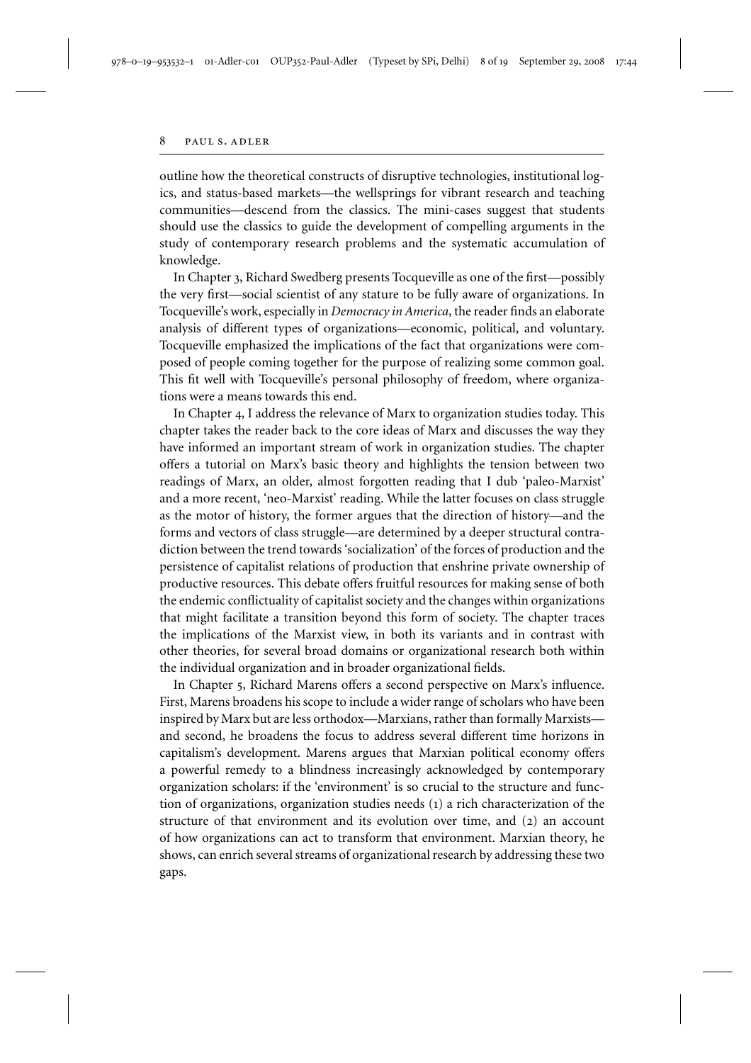outline how the theoretical constructs of disruptive technologies, institutional logics, and status-based markets—the wellsprings for vibrant research and teaching communities—descend from the classics. The mini-cases suggest that students should use the classics to guide the development of compelling arguments in the study of contemporary research problems and the systematic accumulation of knowledge.

In Chapter 3, Richard Swedberg presents Tocqueville as one of the first—possibly the very first—social scientist of any stature to be fully aware of organizations. In Tocqueville's work, especially in *Democracy in America*, the reader finds an elaborate analysis of different types of organizations—economic, political, and voluntary. Tocqueville emphasized the implications of the fact that organizations were composed of people coming together for the purpose of realizing some common goal. This fit well with Tocqueville's personal philosophy of freedom, where organizations were a means towards this end.

In Chapter 4, I address the relevance of Marx to organization studies today. This chapter takes the reader back to the core ideas of Marx and discusses the way they have informed an important stream of work in organization studies. The chapter offers a tutorial on Marx's basic theory and highlights the tension between two readings of Marx, an older, almost forgotten reading that I dub 'paleo-Marxist' and a more recent, 'neo-Marxist' reading. While the latter focuses on class struggle as the motor of history, the former argues that the direction of history—and the forms and vectors of class struggle—are determined by a deeper structural contradiction between the trend towards 'socialization' of the forces of production and the persistence of capitalist relations of production that enshrine private ownership of productive resources. This debate offers fruitful resources for making sense of both the endemic conflictuality of capitalist society and the changes within organizations that might facilitate a transition beyond this form of society. The chapter traces the implications of the Marxist view, in both its variants and in contrast with other theories, for several broad domains or organizational research both within the individual organization and in broader organizational fields.

In Chapter 5, Richard Marens offers a second perspective on Marx's influence. First, Marens broadens his scope to include a wider range of scholars who have been inspired by Marx but are less orthodox—Marxians, rather than formally Marxists—and second, he broadens the focus to address several different time horizons in capitalism's development. Marens argues that Marxian political economy offers a powerful remedy to a blindness increasingly acknowledged by contemporary organization scholars: if the 'environment' is so crucial to the structure and function of organizations, organization studies needs (1) a rich characterization of the structure of that environment and its evolution over time, and (2) an account of how organizations can act to transform that environment. Marxian theory, he shows, can enrich several streams of organizational research by addressing these two gaps.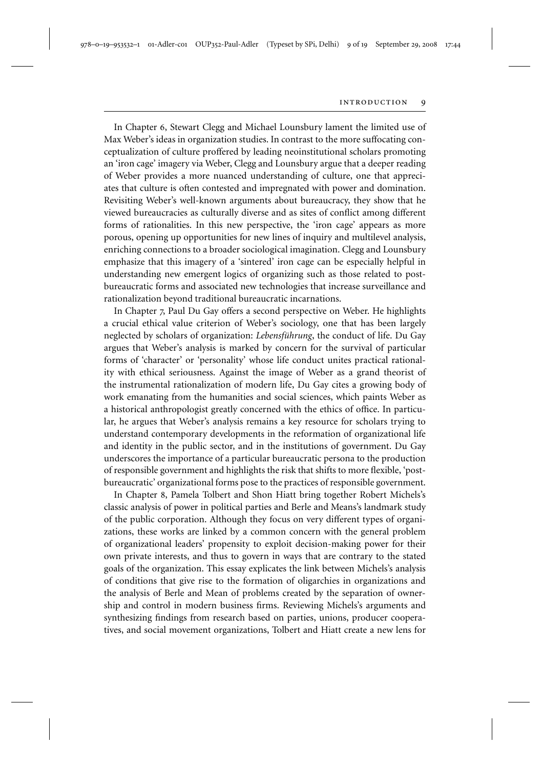In Chapter 6, Stewart Clegg and Michael Lounsbury lament the limited use of Max Weber's ideas in organization studies. In contrast to the more suffocating conceptualization of culture proffered by leading neoinstitutional scholars promoting an 'iron cage' imagery via Weber, Clegg and Lounsbury argue that a deeper reading of Weber provides a more nuanced understanding of culture, one that appreciates that culture is often contested and impregnated with power and domination. Revisiting Weber's well-known arguments about bureaucracy, they show that he viewed bureaucracies as culturally diverse and as sites of conflict among different forms of rationalities. In this new perspective, the 'iron cage' appears as more porous, opening up opportunities for new lines of inquiry and multilevel analysis, enriching connections to a broader sociological imagination. Clegg and Lounsbury emphasize that this imagery of a 'sintered' iron cage can be especially helpful in understanding new emergent logics of organizing such as those related to post-bureaucratic forms and associated new technologies that increase surveillance and rationalization beyond traditional bureaucratic incarnations.

In Chapter 7, Paul Du Gay offers a second perspective on Weber. He highlights a crucial ethical value criterion of Weber's sociology, one that has been largely neglected by scholars of organization: *Lebensführung*, the conduct of life. Du Gay argues that Weber's analysis is marked by concern for the survival of particular forms of 'character' or 'personality' whose life conduct unites practical rationality with ethical seriousness. Against the image of Weber as a grand theorist of the instrumental rationalization of modern life, Du Gay cites a growing body of work emanating from the humanities and social sciences, which paints Weber as a historical anthropologist greatly concerned with the ethics of office. In particular, he argues that Weber's analysis remains a key resource for scholars trying to understand contemporary developments in the reformation of organizational life and identity in the public sector, and in the institutions of government. Du Gay underscores the importance of a particular bureaucratic persona to the production of responsible government and highlights the risk that shifts to more flexible, 'post-bureaucratic' organizational forms pose to the practices of responsible government.

In Chapter 8, Pamela Tolbert and Shon Hiatt bring together Robert Michels's classic analysis of power in political parties and Berle and Means's landmark study of the public corporation. Although they focus on very different types of organizations, these works are linked by a common concern with the general problem of organizational leaders' propensity to exploit decision-making power for their own private interests, and thus to govern in ways that are contrary to the stated goals of the organization. This essay explicates the link between Michels's analysis of conditions that give rise to the formation of oligarchies in organizations and the analysis of Berle and Mean of problems created by the separation of ownership and control in modern business firms. Reviewing Michels's arguments and synthesizing findings from research based on parties, unions, producer cooperatives, and social movement organizations, Tolbert and Hiatt create a new lens for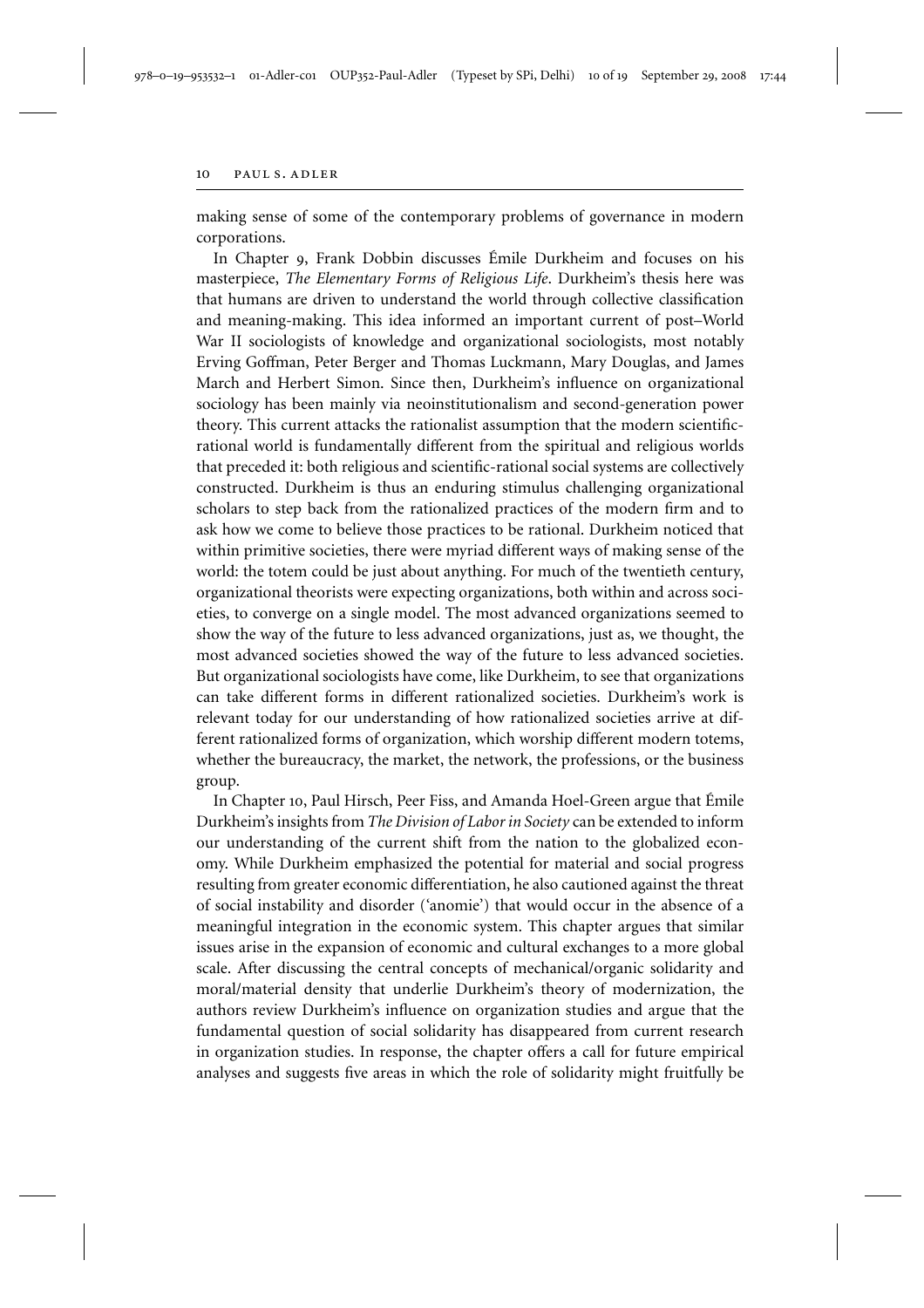making sense of some of the contemporary problems of governance in modern corporations.

In Chapter 9, Frank Dobbin discusses Émile Durkheim and focuses on his masterpiece, *The Elementary Forms of Religious Life*. Durkheim's thesis here was that humans are driven to understand the world through collective classification and meaning-making. This idea informed an important current of post–World War II sociologists of knowledge and organizational sociologists, most notably Erving Goffman, Peter Berger and Thomas Luckmann, Mary Douglas, and James March and Herbert Simon. Since then, Durkheim's influence on organizational sociology has been mainly via neoinstitutionalism and second-generation power theory. This current attacks the rationalist assumption that the modern scientific-rational world is fundamentally different from the spiritual and religious worlds that preceded it: both religious and scientific-rational social systems are collectively constructed. Durkheim is thus an enduring stimulus challenging organizational scholars to step back from the rationalized practices of the modern firm and to ask how we come to believe those practices to be rational. Durkheim noticed that within primitive societies, there were myriad different ways of making sense of the world: the totem could be just about anything. For much of the twentieth century, organizational theorists were expecting organizations, both within and across societies, to converge on a single model. The most advanced organizations seemed to show the way of the future to less advanced organizations, just as, we thought, the most advanced societies showed the way of the future to less advanced societies. But organizational sociologists have come, like Durkheim, to see that organizations can take different forms in different rationalized societies. Durkheim's work is relevant today for our understanding of how rationalized societies arrive at different rationalized forms of organization, which worship different modern totems, whether the bureaucracy, the market, the network, the professions, or the business group.

In Chapter 10, Paul Hirsch, Peer Fiss, and Amanda Hoel-Green argue that Émile Durkheim's insights from *The Division of Labor in Society* can be extended to inform our understanding of the current shift from the nation to the globalized economy. While Durkheim emphasized the potential for material and social progress resulting from greater economic differentiation, he also cautioned against the threat of social instability and disorder ('anomie') that would occur in the absence of a meaningful integration in the economic system. This chapter argues that similar issues arise in the expansion of economic and cultural exchanges to a more global scale. After discussing the central concepts of mechanical/organic solidarity and moral/material density that underlie Durkheim's theory of modernization, the authors review Durkheim's influence on organization studies and argue that the fundamental question of social solidarity has disappeared from current research in organization studies. In response, the chapter offers a call for future empirical analyses and suggests five areas in which the role of solidarity might fruitfully be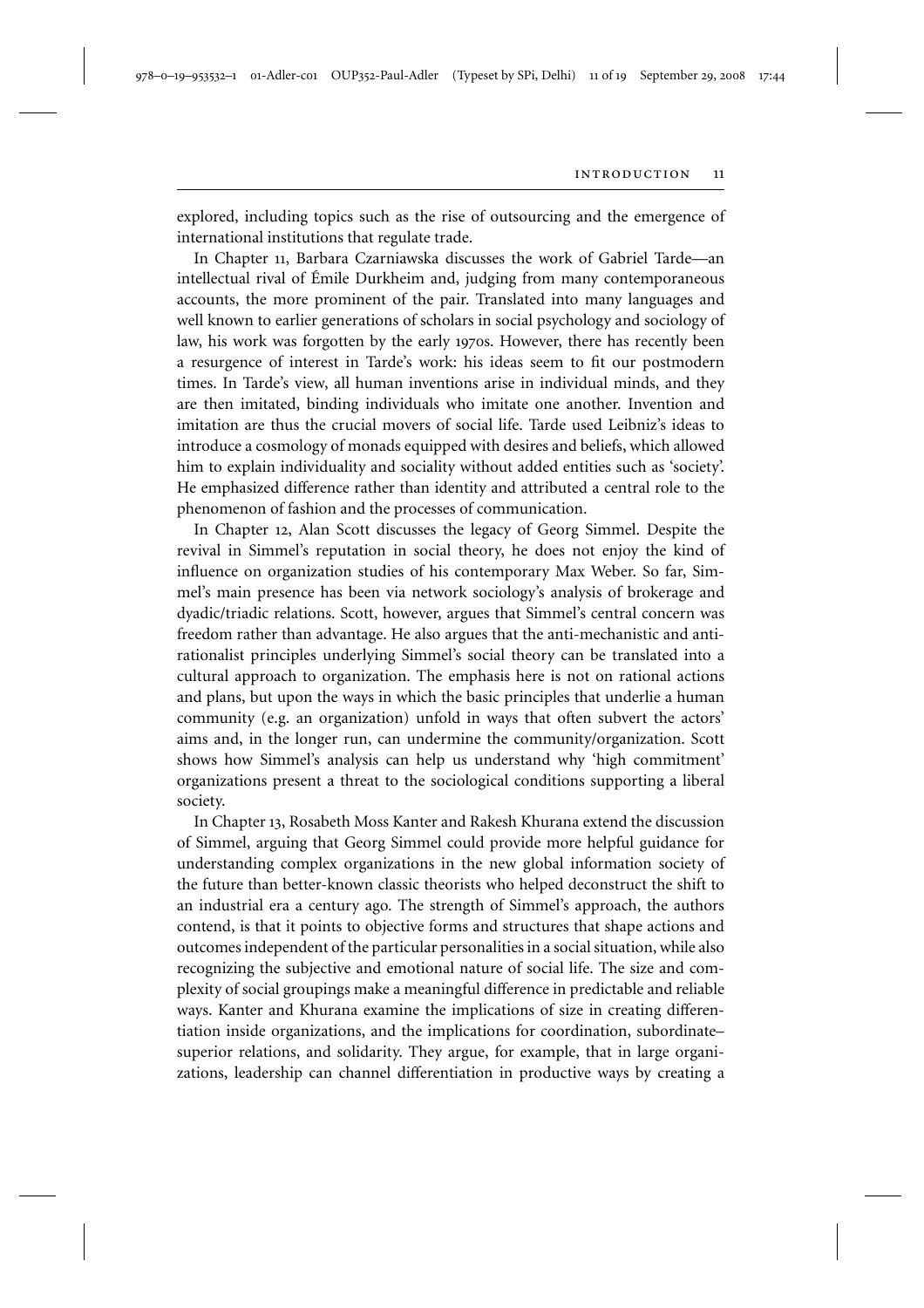explored, including topics such as the rise of outsourcing and the emergence of international institutions that regulate trade.

In Chapter 11, Barbara Czarniawska discusses the work of Gabriel Tarde—an intellectual rival of Émile Durkheim and, judging from many contemporaneous accounts, the more prominent of the pair. Translated into many languages and well known to earlier generations of scholars in social psychology and sociology of law, his work was forgotten by the early 1970s. However, there has recently been a resurgence of interest in Tarde's work: his ideas seem to fit our postmodern times. In Tarde's view, all human inventions arise in individual minds, and they are then imitated, binding individuals who imitate one another. Invention and imitation are thus the crucial movers of social life. Tarde used Leibniz's ideas to introduce a cosmology of monads equipped with desires and beliefs, which allowed him to explain individuality and sociality without added entities such as 'society'. He emphasized difference rather than identity and attributed a central role to the phenomenon of fashion and the processes of communication.

In Chapter 12, Alan Scott discusses the legacy of Georg Simmel. Despite the revival in Simmel's reputation in social theory, he does not enjoy the kind of influence on organization studies of his contemporary Max Weber. So far, Simmel's main presence has been via network sociology's analysis of brokerage and dyadic/triadic relations. Scott, however, argues that Simmel's central concern was freedom rather than advantage. He also argues that the anti-mechanistic and anti-rationalist principles underlying Simmel's social theory can be translated into a cultural approach to organization. The emphasis here is not on rational actions and plans, but upon the ways in which the basic principles that underlie a human community (e.g. an organization) unfold in ways that often subvert the actors' aims and, in the longer run, can undermine the community/organization. Scott shows how Simmel's analysis can help us understand why 'high commitment' organizations present a threat to the sociological conditions supporting a liberal society.

In Chapter 13, Rosabeth Moss Kanter and Rakesh Khurana extend the discussion of Simmel, arguing that Georg Simmel could provide more helpful guidance for understanding complex organizations in the new global information society of the future than better-known classic theorists who helped deconstruct the shift to an industrial era a century ago. The strength of Simmel's approach, the authors contend, is that it points to objective forms and structures that shape actions and outcomes independent of the particular personalities in a social situation, while also recognizing the subjective and emotional nature of social life. The size and complexity of social groupings make a meaningful difference in predictable and reliable ways. Kanter and Khurana examine the implications of size in creating differentiation inside organizations, and the implications for coordination, subordinate–superior relations, and solidarity. They argue, for example, that in large organizations, leadership can channel differentiation in productive ways by creating a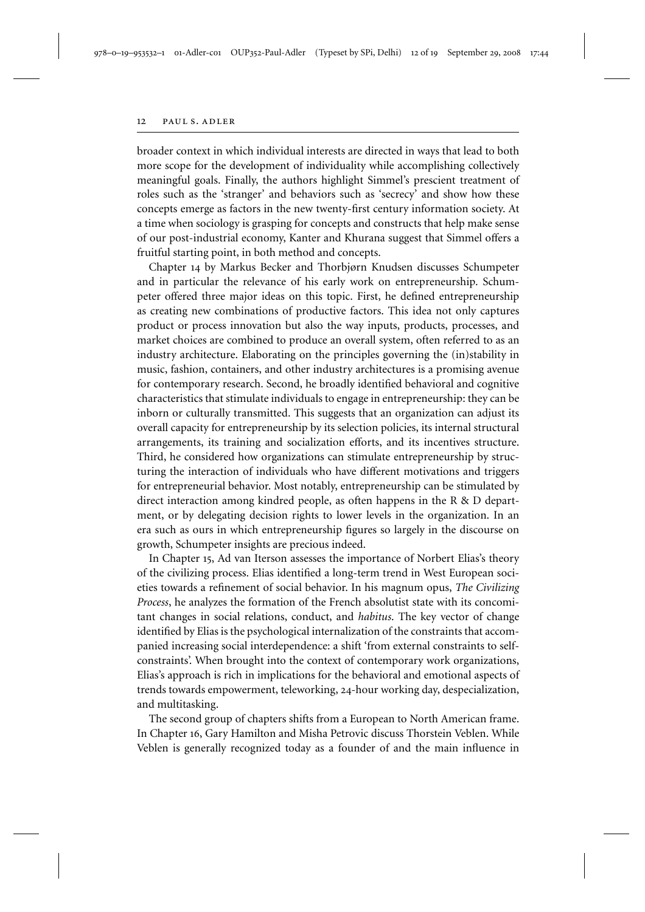broader context in which individual interests are directed in ways that lead to both more scope for the development of individuality while accomplishing collectively meaningful goals. Finally, the authors highlight Simmel's prescient treatment of roles such as the 'stranger' and behaviors such as 'secrecy' and show how these concepts emerge as factors in the new twenty-first century information society. At a time when sociology is grasping for concepts and constructs that help make sense of our post-industrial economy, Kanter and Khurana suggest that Simmel offers a fruitful starting point, in both method and concepts.

Chapter 14 by Markus Becker and Thorbjørn Knudsen discusses Schumpeter and in particular the relevance of his early work on entrepreneurship. Schumpeter offered three major ideas on this topic. First, he defined entrepreneurship as creating new combinations of productive factors. This idea not only captures product or process innovation but also the way inputs, products, processes, and market choices are combined to produce an overall system, often referred to as an industry architecture. Elaborating on the principles governing the (in)stability in music, fashion, containers, and other industry architectures is a promising avenue for contemporary research. Second, he broadly identified behavioral and cognitive characteristics that stimulate individuals to engage in entrepreneurship: they can be inborn or culturally transmitted. This suggests that an organization can adjust its overall capacity for entrepreneurship by its selection policies, its internal structural arrangements, its training and socialization efforts, and its incentives structure. Third, he considered how organizations can stimulate entrepreneurship by structuring the interaction of individuals who have different motivations and triggers for entrepreneurial behavior. Most notably, entrepreneurship can be stimulated by direct interaction among kindred people, as often happens in the R & D department, or by delegating decision rights to lower levels in the organization. In an era such as ours in which entrepreneurship figures so largely in the discourse on growth, Schumpeter insights are precious indeed.

In Chapter 15, Ad van Iterson assesses the importance of Norbert Elias's theory of the civilizing process. Elias identified a long-term trend in West European societies towards a refinement of social behavior. In his magnum opus, *The Civilizing Process*, he analyzes the formation of the French absolutist state with its concomitant changes in social relations, conduct, and *habitus*. The key vector of change identified by Elias is the psychological internalization of the constraints that accompanied increasing social interdependence: a shift 'from external constraints to self-constraints'. When brought into the context of contemporary work organizations, Elias's approach is rich in implications for the behavioral and emotional aspects of trends towards empowerment, teleworking, 24-hour working day, despecialization, and multitasking.

The second group of chapters shifts from a European to North American frame. In Chapter 16, Gary Hamilton and Misha Petrovic discuss Thorstein Veblen. While Veblen is generally recognized today as a founder of and the main influence in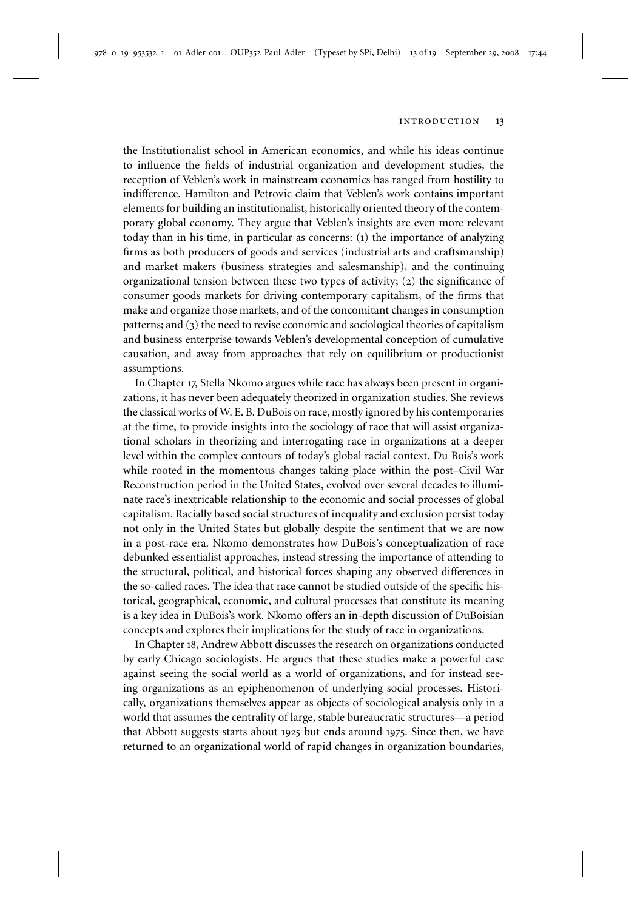the Institutionalist school in American economics, and while his ideas continue to influence the fields of industrial organization and development studies, the reception of Veblen's work in mainstream economics has ranged from hostility to indifference. Hamilton and Petrovic claim that Veblen's work contains important elements for building an institutionalist, historically oriented theory of the contemporary global economy. They argue that Veblen's insights are even more relevant today than in his time, in particular as concerns: (1) the importance of analyzing firms as both producers of goods and services (industrial arts and craftsmanship) and market makers (business strategies and salesmanship), and the continuing organizational tension between these two types of activity; (2) the significance of consumer goods markets for driving contemporary capitalism, of the firms that make and organize those markets, and of the concomitant changes in consumption patterns; and (3) the need to revise economic and sociological theories of capitalism and business enterprise towards Veblen's developmental conception of cumulative causation, and away from approaches that rely on equilibrium or productionist assumptions.

In Chapter 17, Stella Nkomo argues while race has always been present in organizations, it has never been adequately theorized in organization studies. She reviews the classical works of W. E. B. DuBois on race, mostly ignored by his contemporaries at the time, to provide insights into the sociology of race that will assist organizational scholars in theorizing and interrogating race in organizations at a deeper level within the complex contours of today's global racial context. Du Bois's work while rooted in the momentous changes taking place within the post–Civil War Reconstruction period in the United States, evolved over several decades to illuminate race's inextricable relationship to the economic and social processes of global capitalism. Racially based social structures of inequality and exclusion persist today not only in the United States but globally despite the sentiment that we are now in a post-race era. Nkomo demonstrates how DuBois's conceptualization of race debunked essentialist approaches, instead stressing the importance of attending to the structural, political, and historical forces shaping any observed differences in the so-called races. The idea that race cannot be studied outside of the specific historical, geographical, economic, and cultural processes that constitute its meaning is a key idea in DuBois's work. Nkomo offers an in-depth discussion of DuBoisian concepts and explores their implications for the study of race in organizations.

In Chapter 18, Andrew Abbott discusses the research on organizations conducted by early Chicago sociologists. He argues that these studies make a powerful case against seeing the social world as a world of organizations, and for instead seeing organizations as an epiphenomenon of underlying social processes. Historically, organizations themselves appear as objects of sociological analysis only in a world that assumes the centrality of large, stable bureaucratic structures—a period that Abbott suggests starts about 1925 but ends around 1975. Since then, we have returned to an organizational world of rapid changes in organization boundaries,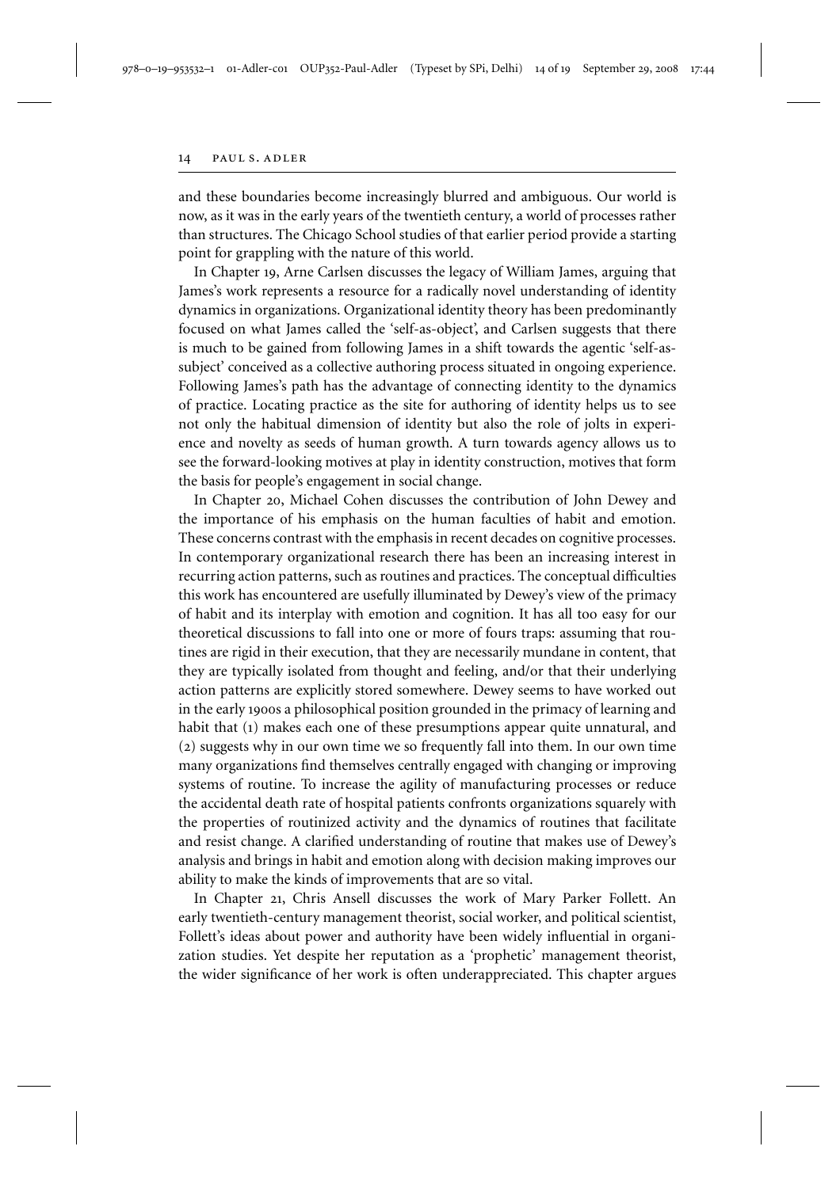and these boundaries become increasingly blurred and ambiguous. Our world is now, as it was in the early years of the twentieth century, a world of processes rather than structures. The Chicago School studies of that earlier period provide a starting point for grappling with the nature of this world.

In Chapter 19, Arne Carlsen discusses the legacy of William James, arguing that James's work represents a resource for a radically novel understanding of identity dynamics in organizations. Organizational identity theory has been predominantly focused on what James called the 'self-as-object', and Carlsen suggests that there is much to be gained from following James in a shift towards the agentic 'self-as-subject' conceived as a collective authoring process situated in ongoing experience. Following James's path has the advantage of connecting identity to the dynamics of practice. Locating practice as the site for authoring of identity helps us to see not only the habitual dimension of identity but also the role of jolts in experience and novelty as seeds of human growth. A turn towards agency allows us to see the forward-looking motives at play in identity construction, motives that form the basis for people's engagement in social change.

In Chapter 20, Michael Cohen discusses the contribution of John Dewey and the importance of his emphasis on the human faculties of habit and emotion. These concerns contrast with the emphasis in recent decades on cognitive processes. In contemporary organizational research there has been an increasing interest in recurring action patterns, such as routines and practices. The conceptual difficulties this work has encountered are usefully illuminated by Dewey's view of the primacy of habit and its interplay with emotion and cognition. It has all too easy for our theoretical discussions to fall into one or more of fours traps: assuming that routines are rigid in their execution, that they are necessarily mundane in content, that they are typically isolated from thought and feeling, and/or that their underlying action patterns are explicitly stored somewhere. Dewey seems to have worked out in the early 1900s a philosophical position grounded in the primacy of learning and habit that (1) makes each one of these presumptions appear quite unnatural, and (2) suggests why in our own time we so frequently fall into them. In our own time many organizations find themselves centrally engaged with changing or improving systems of routine. To increase the agility of manufacturing processes or reduce the accidental death rate of hospital patients confronts organizations squarely with the properties of routinized activity and the dynamics of routines that facilitate and resist change. A clarified understanding of routine that makes use of Dewey's analysis and brings in habit and emotion along with decision making improves our ability to make the kinds of improvements that are so vital.

In Chapter 21, Chris Ansell discusses the work of Mary Parker Follett. An early twentieth-century management theorist, social worker, and political scientist, Follett's ideas about power and authority have been widely influential in organization studies. Yet despite her reputation as a 'prophetic' management theorist, the wider significance of her work is often underappreciated. This chapter argues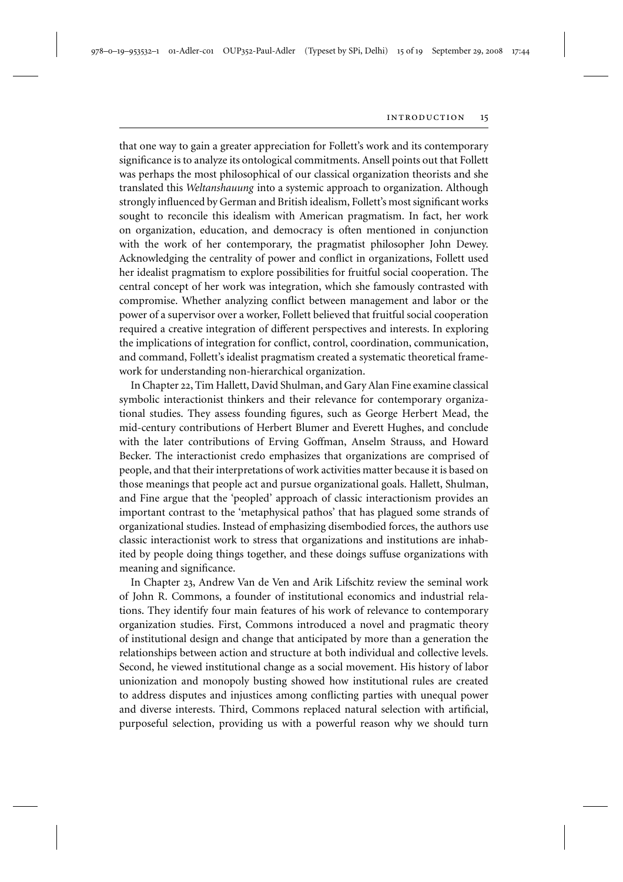that one way to gain a greater appreciation for Follett's work and its contemporary significance is to analyze its ontological commitments. Ansell points out that Follett was perhaps the most philosophical of our classical organization theorists and she translated this *Weltanshauung* into a systemic approach to organization. Although strongly influenced by German and British idealism, Follett's most significant works sought to reconcile this idealism with American pragmatism. In fact, her work on organization, education, and democracy is often mentioned in conjunction with the work of her contemporary, the pragmatist philosopher John Dewey. Acknowledging the centrality of power and conflict in organizations, Follett used her idealist pragmatism to explore possibilities for fruitful social cooperation. The central concept of her work was integration, which she famously contrasted with compromise. Whether analyzing conflict between management and labor or the power of a supervisor over a worker, Follett believed that fruitful social cooperation required a creative integration of different perspectives and interests. In exploring the implications of integration for conflict, control, coordination, communication, and command, Follett's idealist pragmatism created a systematic theoretical framework for understanding non-hierarchical organization.

In Chapter 22, Tim Hallett, David Shulman, and Gary Alan Fine examine classical symbolic interactionist thinkers and their relevance for contemporary organizational studies. They assess founding figures, such as George Herbert Mead, the mid-century contributions of Herbert Blumer and Everett Hughes, and conclude with the later contributions of Erving Goffman, Anselm Strauss, and Howard Becker. The interactionist credo emphasizes that organizations are comprised of people, and that their interpretations of work activities matter because it is based on those meanings that people act and pursue organizational goals. Hallett, Shulman, and Fine argue that the 'peopled' approach of classic interactionism provides an important contrast to the 'metaphysical pathos' that has plagued some strands of organizational studies. Instead of emphasizing disembodied forces, the authors use classic interactionist work to stress that organizations and institutions are inhabited by people doing things together, and these doings suffuse organizations with meaning and significance.

In Chapter 23, Andrew Van de Ven and Arik Lifschitz review the seminal work of John R. Commons, a founder of institutional economics and industrial relations. They identify four main features of his work of relevance to contemporary organization studies. First, Commons introduced a novel and pragmatic theory of institutional design and change that anticipated by more than a generation the relationships between action and structure at both individual and collective levels. Second, he viewed institutional change as a social movement. His history of labor unionization and monopoly busting showed how institutional rules are created to address disputes and injustices among conflicting parties with unequal power and diverse interests. Third, Commons replaced natural selection with artificial, purposeful selection, providing us with a powerful reason why we should turn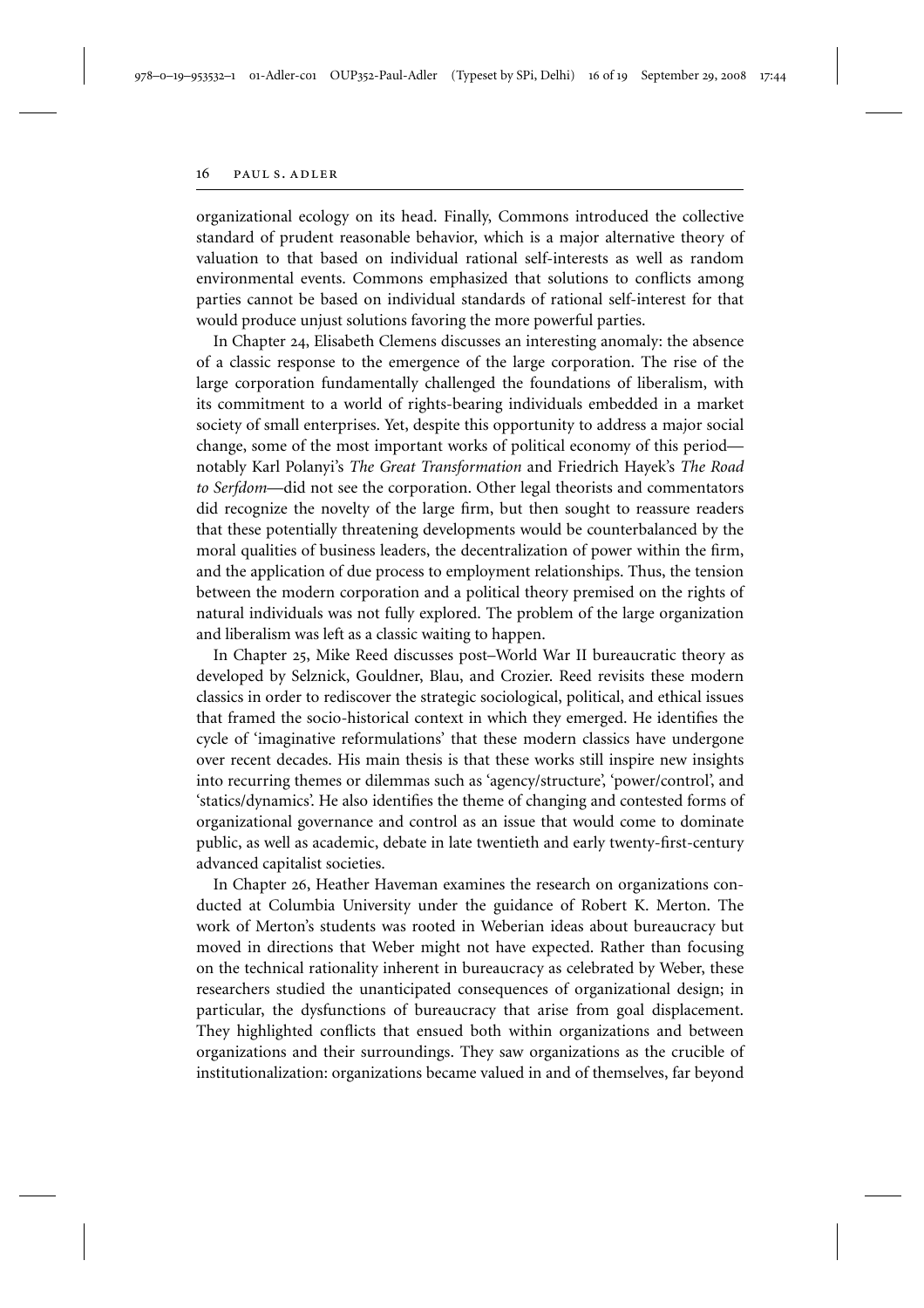organizational ecology on its head. Finally, Commons introduced the collective standard of prudent reasonable behavior, which is a major alternative theory of valuation to that based on individual rational self-interests as well as random environmental events. Commons emphasized that solutions to conflicts among parties cannot be based on individual standards of rational self-interest for that would produce unjust solutions favoring the more powerful parties.

In Chapter 24, Elisabeth Clemens discusses an interesting anomaly: the absence of a classic response to the emergence of the large corporation. The rise of the large corporation fundamentally challenged the foundations of liberalism, with its commitment to a world of rights-bearing individuals embedded in a market society of small enterprises. Yet, despite this opportunity to address a major social change, some of the most important works of political economy of this period—notably Karl Polanyi's *The Great Transformation* and Friedrich Hayek's *The Road to Serfdom*—did not see the corporation. Other legal theorists and commentators did recognize the novelty of the large firm, but then sought to reassure readers that these potentially threatening developments would be counterbalanced by the moral qualities of business leaders, the decentralization of power within the firm, and the application of due process to employment relationships. Thus, the tension between the modern corporation and a political theory premised on the rights of natural individuals was not fully explored. The problem of the large organization and liberalism was left as a classic waiting to happen.

In Chapter 25, Mike Reed discusses post–World War II bureaucratic theory as developed by Selznick, Gouldner, Blau, and Crozier. Reed revisits these modern classics in order to rediscover the strategic sociological, political, and ethical issues that framed the socio-historical context in which they emerged. He identifies the cycle of 'imaginative reformulations' that these modern classics have undergone over recent decades. His main thesis is that these works still inspire new insights into recurring themes or dilemmas such as 'agency/structure', 'power/control', and 'statics/dynamics'. He also identifies the theme of changing and contested forms of organizational governance and control as an issue that would come to dominate public, as well as academic, debate in late twentieth and early twenty-first-century advanced capitalist societies.

In Chapter 26, Heather Haveman examines the research on organizations conducted at Columbia University under the guidance of Robert K. Merton. The work of Merton's students was rooted in Weberian ideas about bureaucracy but moved in directions that Weber might not have expected. Rather than focusing on the technical rationality inherent in bureaucracy as celebrated by Weber, these researchers studied the unanticipated consequences of organizational design; in particular, the dysfunctions of bureaucracy that arise from goal displacement. They highlighted conflicts that ensued both within organizations and between organizations and their surroundings. They saw organizations as the crucible of institutionalization: organizations became valued in and of themselves, far beyond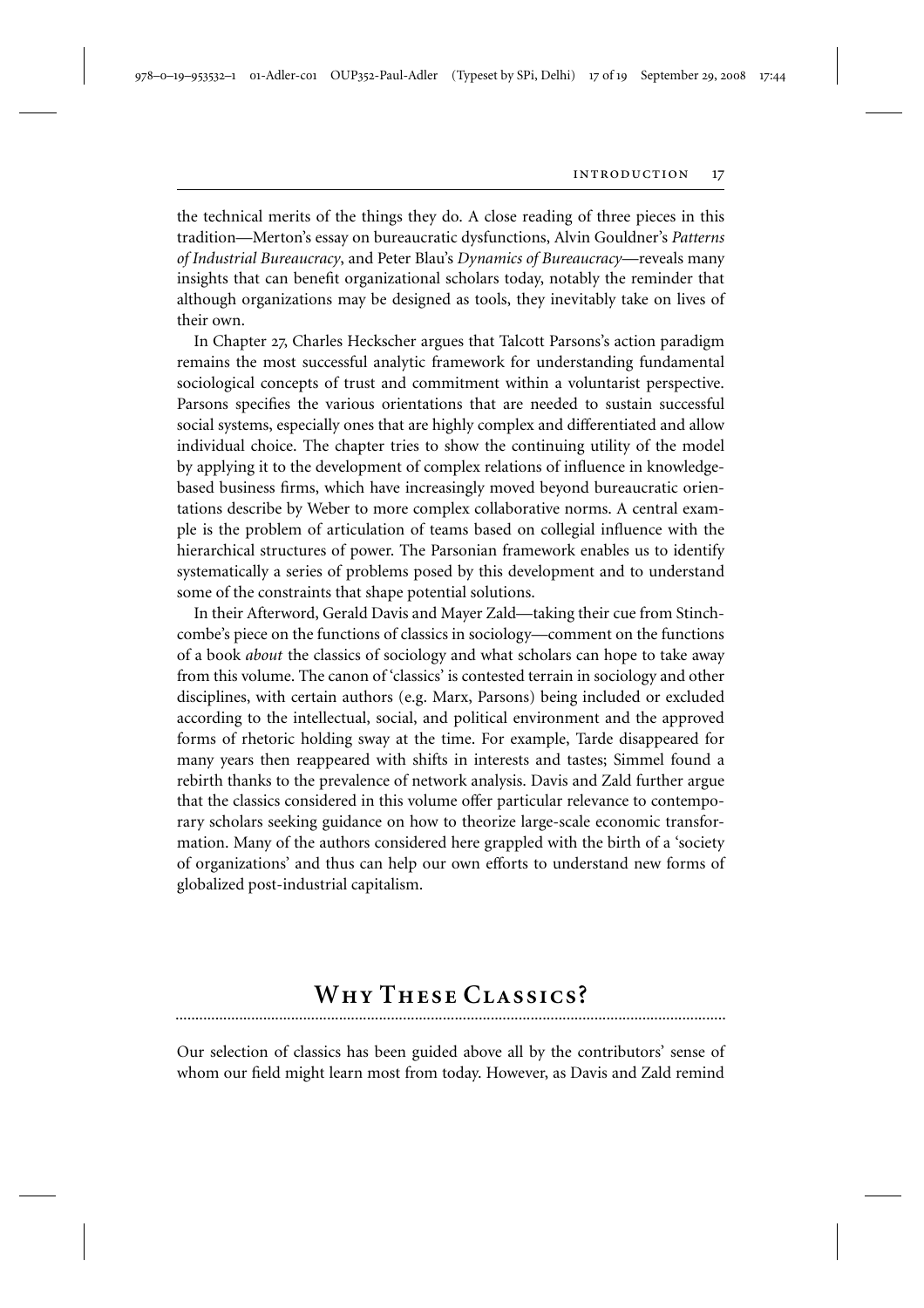the technical merits of the things they do. A close reading of three pieces in this tradition—Merton's essay on bureaucratic dysfunctions, Alvin Gouldner's *Patterns of Industrial Bureaucracy*, and Peter Blau's *Dynamics of Bureaucracy*—reveals many insights that can benefit organizational scholars today, notably the reminder that although organizations may be designed as tools, they inevitably take on lives of their own.

In Chapter 27, Charles Heckscher argues that Talcott Parsons's action paradigm remains the most successful analytic framework for understanding fundamental sociological concepts of trust and commitment within a voluntarist perspective. Parsons specifies the various orientations that are needed to sustain successful social systems, especially ones that are highly complex and differentiated and allow individual choice. The chapter tries to show the continuing utility of the model by applying it to the development of complex relations of influence in knowledge-based business firms, which have increasingly moved beyond bureaucratic orientations describe by Weber to more complex collaborative norms. A central example is the problem of articulation of teams based on collegial influence with the hierarchical structures of power. The Parsonian framework enables us to identify systematically a series of problems posed by this development and to understand some of the constraints that shape potential solutions.

In their Afterword, Gerald Davis and Mayer Zald—taking their cue from Stinchcombe's piece on the functions of classics in sociology—comment on the functions of a book *about* the classics of sociology and what scholars can hope to take away from this volume. The canon of 'classics' is contested terrain in sociology and other disciplines, with certain authors (e.g. Marx, Parsons) being included or excluded according to the intellectual, social, and political environment and the approved forms of rhetoric holding sway at the time. For example, Tarde disappeared for many years then reappeared with shifts in interests and tastes; Simmel found a rebirth thanks to the prevalence of network analysis. Davis and Zald further argue that the classics considered in this volume offer particular relevance to contemporary scholars seeking guidance on how to theorize large-scale economic transformation. Many of the authors considered here grappled with the birth of a 'society of organizations' and thus can help our own efforts to understand new forms of globalized post-industrial capitalism.

## Why These Classics?

Our selection of classics has been guided above all by the contributors' sense of whom our field might learn most from today. However, as Davis and Zald remind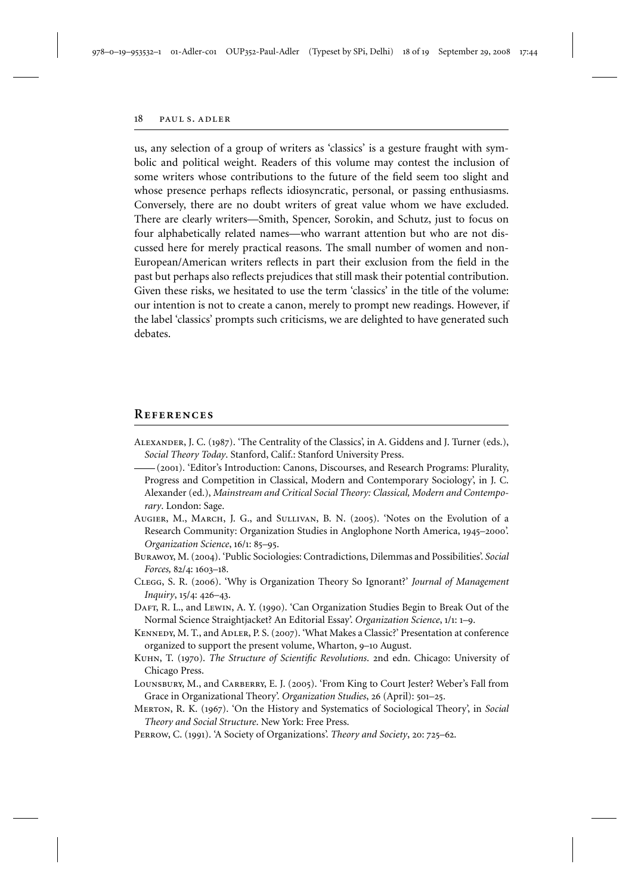us, any selection of a group of writers as 'classics' is a gesture fraught with symbolic and political weight. Readers of this volume may contest the inclusion of some writers whose contributions to the future of the field seem too slight and whose presence perhaps reflects idiosyncratic, personal, or passing enthusiasms. Conversely, there are no doubt writers of great value whom we have excluded. There are clearly writers—Smith, Spencer, Sorokin, and Schutz, just to focus on four alphabetically related names—who warrant attention but who are not discussed here for merely practical reasons. The small number of women and non-European/American writers reflects in part their exclusion from the field in the past but perhaps also reflects prejudices that still mask their potential contribution. Given these risks, we hesitated to use the term 'classics' in the title of the volume: our intention is not to create a canon, merely to prompt new readings. However, if the label 'classics' prompts such criticisms, we are delighted to have generated such debates.

## References

Alexander, J. C. (1987). 'The Centrality of the Classics', in A. Giddens and J. Turner (eds.), *Social Theory Today*. Stanford, Calif.: Stanford University Press.

—— (2001). 'Editor's Introduction: Canons, Discourses, and Research Programs: Plurality, Progress and Competition in Classical, Modern and Contemporary Sociology', in J. C. Alexander (ed.), *Mainstream and Critical Social Theory: Classical, Modern and Contemporary*. London: Sage.

Augier, M., March, J. G., and Sullivan, B. N. (2005). 'Notes on the Evolution of a Research Community: Organization Studies in Anglophone North America, 1945–2000'. *Organization Science*, 16/1: 85–95.

Burawoy, M. (2004). 'Public Sociologies: Contradictions, Dilemmas and Possibilities'. *Social Forces,* 82/4: 1603–18.

Clegg, S. R. (2006). 'Why is Organization Theory So Ignorant?' *Journal of Management Inquiry*, 15/4: 426–43.

Daft, R. L., and Lewin, A. Y. (1990). 'Can Organization Studies Begin to Break Out of the Normal Science Straightjacket? An Editorial Essay'. *Organization Science*, 1/1: 1–9.

Kennedy, M. T., and Adler, P. S. (2007). 'What Makes a Classic?' Presentation at conference organized to support the present volume, Wharton, 9–10 August.

Kuhn, T. (1970). *The Structure of Scientific Revolutions*. 2nd edn. Chicago: University of Chicago Press.

Lounsbury, M., and Carberry, E. J. (2005). 'From King to Court Jester? Weber's Fall from Grace in Organizational Theory'. *Organization Studies*, 26 (April): 501–25.

Merton, R. K. (1967). 'On the History and Systematics of Sociological Theory', in *Social Theory and Social Structure*. New York: Free Press.

Perrow, C. (1991). 'A Society of Organizations'. *Theory and Society*, 20: 725–62.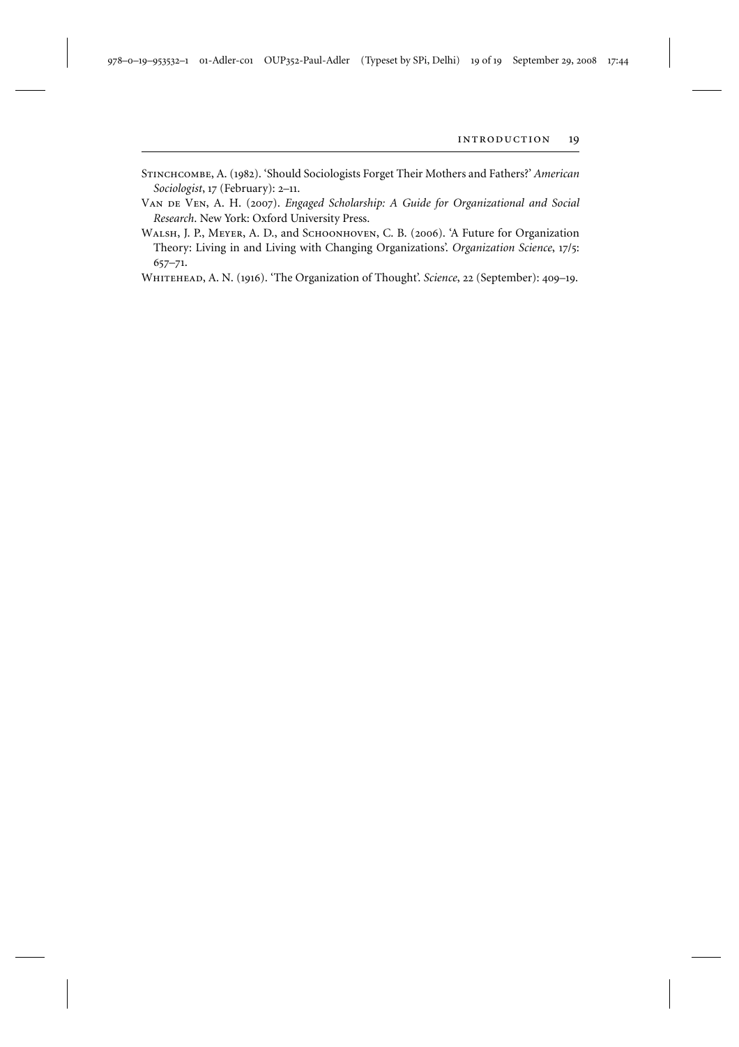Stinchcombe, A. (1982). 'Should Sociologists Forget Their Mothers and Fathers?' *American Sociologist*, 17 (February): 2–11.

Van de Ven, A. H. (2007). *Engaged Scholarship: A Guide for Organizational and Social Research*. New York: Oxford University Press.

Walsh, J. P., Meyer, A. D., and Schoonhoven, C. B. (2006). 'A Future for Organization Theory: Living in and Living with Changing Organizations'. *Organization Science*, 17/5: 657–71.

Whitehead, A. N. (1916). 'The Organization of Thought'. *Science*, 22 (September): 409–19.